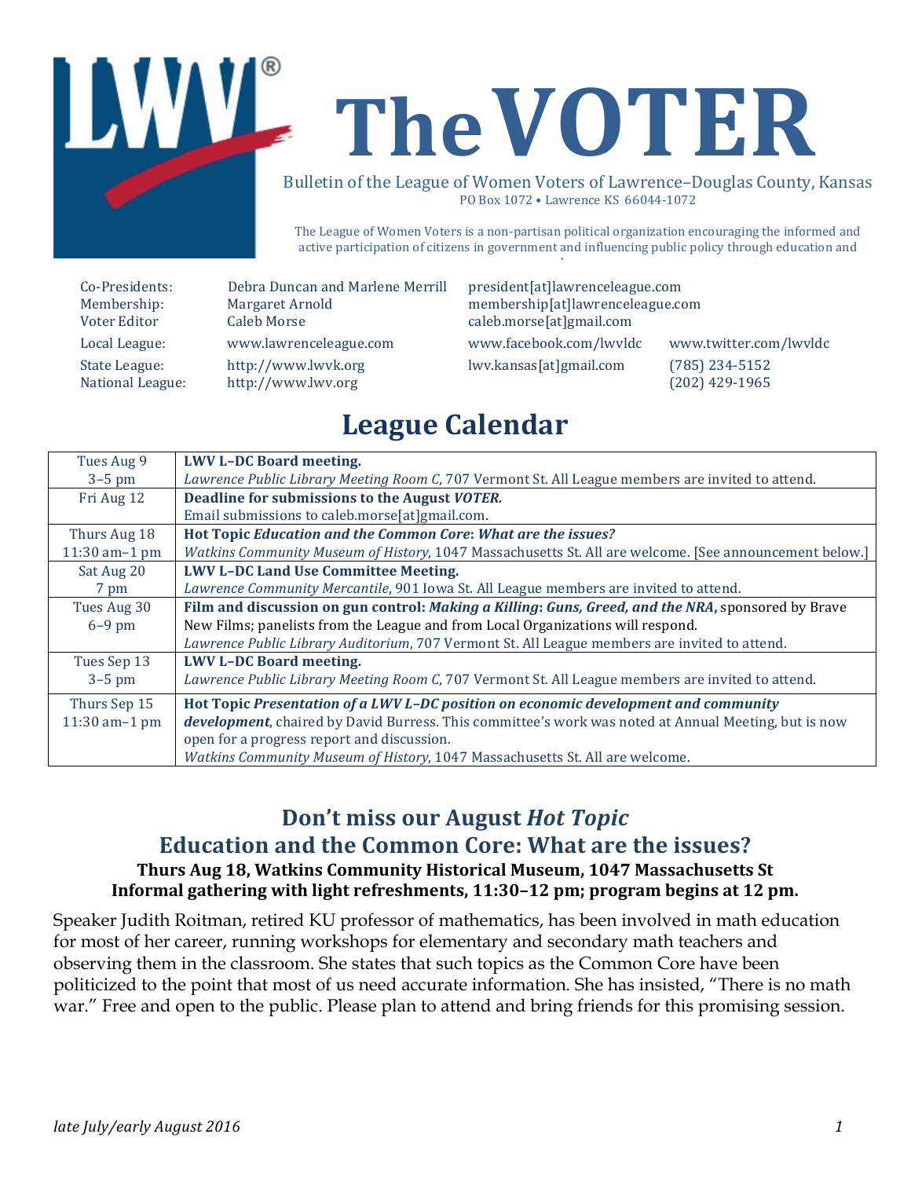# The VOTER

Bulletin of the League of Women Voters of Lawrence–Douglas County, Kansas
PO Box 1072 • Lawrence KS 66044-1072

The League of Women Voters is a non-partisan political organization encouraging the informed and active participation of citizens in government and influencing public policy through education and

| | | | |
|---|---|---|---|
| Co-Presidents: | Debra Duncan and Marlene Merrill | president[at]lawrenceleague.com | |
| Membership: | Margaret Arnold | membership[at]lawrenceleague.com | |
| Voter Editor | Caleb Morse | caleb.morse[at]gmail.com | |
| Local League: | www.lawrenceleague.com | www.facebook.com/lwvldc | www.twitter.com/lwvldc |
| State League: | http://www.lwvk.org | lwv.kansas[at]gmail.com | (785) 234-5152 |
| National League: | http://www.lwv.org | | (202) 429-1965 |

## League Calendar

| Date | Event |
|---|---|
| Tues Aug 9<br>3–5 pm | **LWV L–DC Board meeting.**<br>*Lawrence Public Library Meeting Room C*, 707 Vermont St. All League members are invited to attend. |
| Fri Aug 12 | **Deadline for submissions to the August *VOTER.***<br>Email submissions to caleb.morse[at]gmail.com. |
| Thurs Aug 18<br>11:30 am–1 pm | **Hot Topic *Education and the Common Core: What are the issues?***<br>*Watkins Community Museum of History*, 1047 Massachusetts St. All are welcome. [See announcement below.] |
| Sat Aug 20<br>7 pm | **LWV L–DC Land Use Committee Meeting.**<br>*Lawrence Community Mercantile*, 901 Iowa St. All League members are invited to attend. |
| Tues Aug 30<br>6–9 pm | **Film and discussion on gun control: *Making a Killing: Guns, Greed, and the NRA*,** sponsored by Brave New Films; panelists from the League and from Local Organizations will respond.<br>*Lawrence Public Library Auditorium*, 707 Vermont St. All League members are invited to attend. |
| Tues Sep 13<br>3–5 pm | **LWV L–DC Board meeting.**<br>*Lawrence Public Library Meeting Room C*, 707 Vermont St. All League members are invited to attend. |
| Thurs Sep 15<br>11:30 am–1 pm | **Hot Topic *Presentation of a LWV L–DC position on economic development and community development***, chaired by David Burress. This committee's work was noted at Annual Meeting, but is now open for a progress report and discussion.<br>*Watkins Community Museum of History*, 1047 Massachusetts St. All are welcome. |

## Don't miss our August *Hot Topic*
## Education and the Common Core: What are the issues?

**Thurs Aug 18, Watkins Community Historical Museum, 1047 Massachusetts St**
**Informal gathering with light refreshments, 11:30–12 pm; program begins at 12 pm.**

Speaker Judith Roitman, retired KU professor of mathematics, has been involved in math education for most of her career, running workshops for elementary and secondary math teachers and observing them in the classroom. She states that such topics as the Common Core have been politicized to the point that most of us need accurate information. She has insisted, "There is no math war." Free and open to the public. Please plan to attend and bring friends for this promising session.

*late July/early August 2016*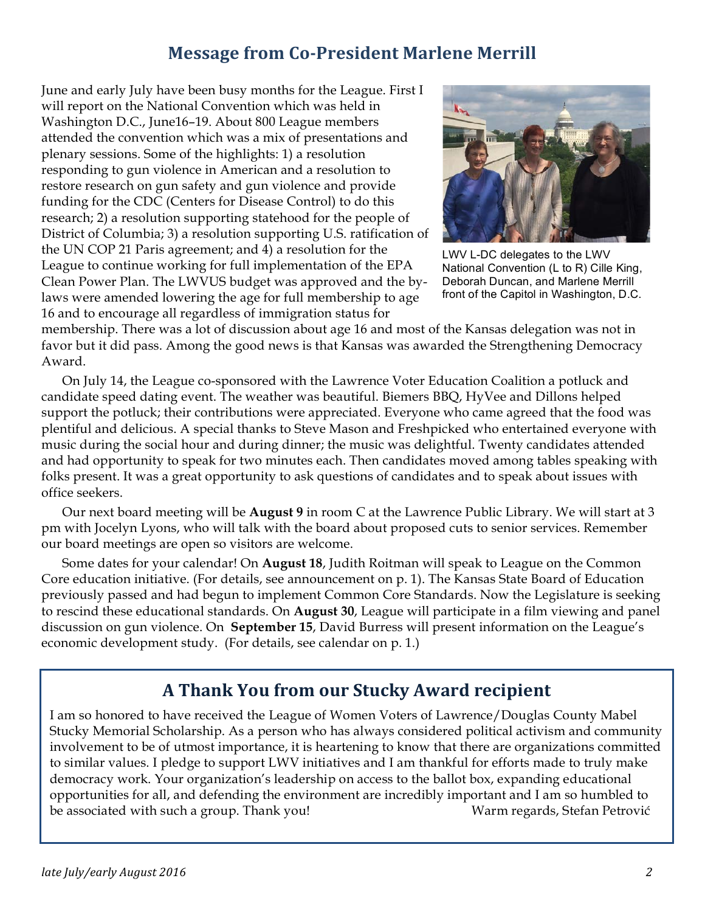## Message from Co-President Marlene Merrill

June and early July have been busy months for the League. First I will report on the National Convention which was held in Washington D.C., June16–19. About 800 League members attended the convention which was a mix of presentations and plenary sessions. Some of the highlights: 1) a resolution responding to gun violence in American and a resolution to restore research on gun safety and gun violence and provide funding for the CDC (Centers for Disease Control) to do this research; 2) a resolution supporting statehood for the people of District of Columbia; 3) a resolution supporting U.S. ratification of the UN COP 21 Paris agreement; and 4) a resolution for the League to continue working for full implementation of the EPA Clean Power Plan. The LWVUS budget was approved and the by-laws were amended lowering the age for full membership to age 16 and to encourage all regardless of immigration status for membership. There was a lot of discussion about age 16 and most of the Kansas delegation was not in favor but it did pass. Among the good news is that Kansas was awarded the Strengthening Democracy Award.

LWV L-DC delegates to the LWV National Convention (L to R) Cille King, Deborah Duncan, and Marlene Merrill front of the Capitol in Washington, D.C.

On July 14, the League co-sponsored with the Lawrence Voter Education Coalition a potluck and candidate speed dating event. The weather was beautiful. Biemers BBQ, HyVee and Dillons helped support the potluck; their contributions were appreciated. Everyone who came agreed that the food was plentiful and delicious. A special thanks to Steve Mason and Freshpicked who entertained everyone with music during the social hour and during dinner; the music was delightful. Twenty candidates attended and had opportunity to speak for two minutes each. Then candidates moved among tables speaking with folks present. It was a great opportunity to ask questions of candidates and to speak about issues with office seekers.

Our next board meeting will be **August 9** in room C at the Lawrence Public Library. We will start at 3 pm with Jocelyn Lyons, who will talk with the board about proposed cuts to senior services. Remember our board meetings are open so visitors are welcome.

Some dates for your calendar! On **August 18**, Judith Roitman will speak to League on the Common Core education initiative. (For details, see announcement on p. 1). The Kansas State Board of Education previously passed and had begun to implement Common Core Standards. Now the Legislature is seeking to rescind these educational standards. On **August 30**, League will participate in a film viewing and panel discussion on gun violence. On **September 15**, David Burress will present information on the League's economic development study. (For details, see calendar on p. 1.)

## A Thank You from our Stucky Award recipient

I am so honored to have received the League of Women Voters of Lawrence/Douglas County Mabel Stucky Memorial Scholarship. As a person who has always considered political activism and community involvement to be of utmost importance, it is heartening to know that there are organizations committed to similar values. I pledge to support LWV initiatives and I am thankful for efforts made to truly make democracy work. Your organization's leadership on access to the ballot box, expanding educational opportunities for all, and defending the environment are incredibly important and I am so humbled to be associated with such a group. Thank you!

Warm regards, Stefan Petrović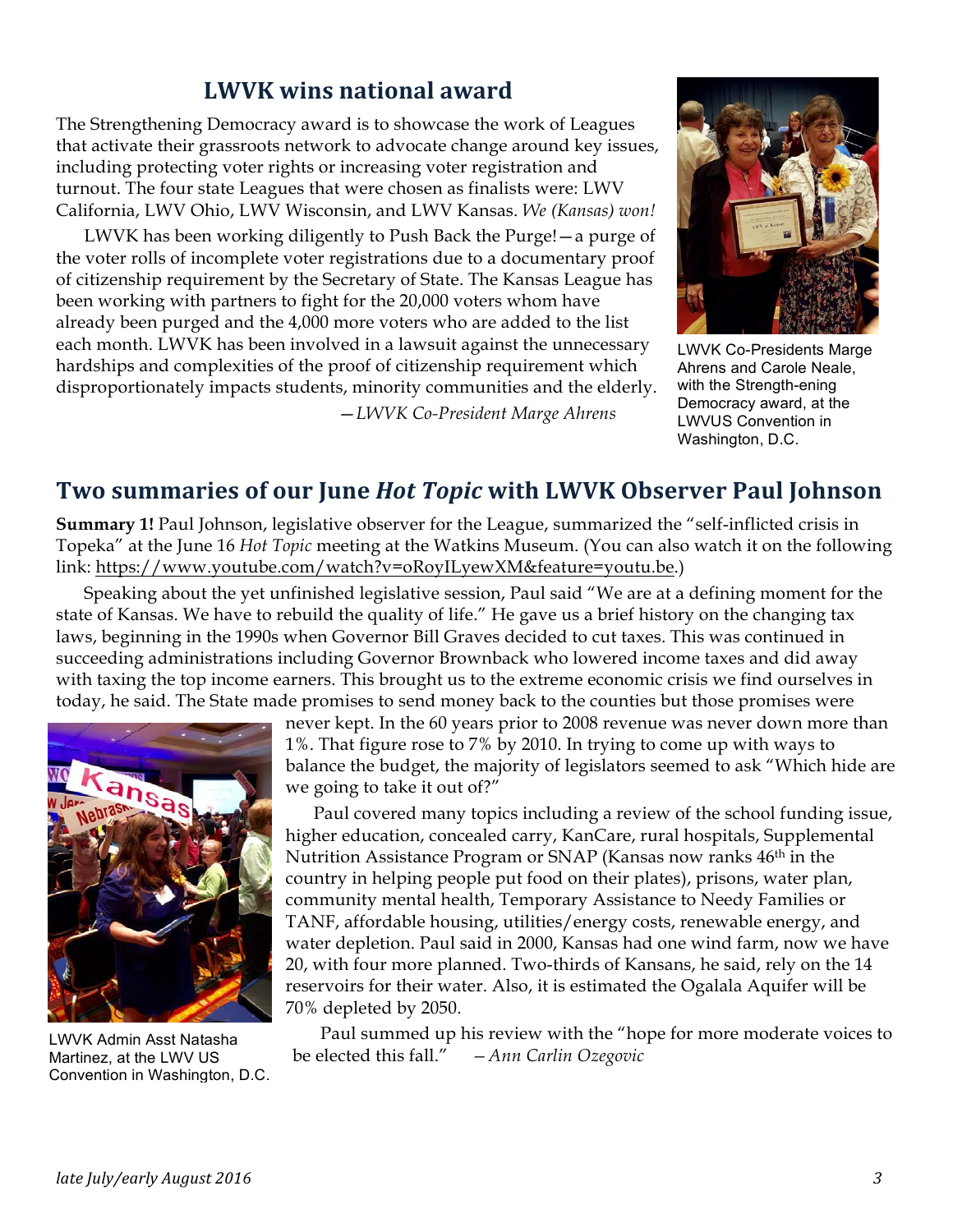## LWVK wins national award

The Strengthening Democracy award is to showcase the work of Leagues that activate their grassroots network to advocate change around key issues, including protecting voter rights or increasing voter registration and turnout. The four state Leagues that were chosen as finalists were: LWV California, LWV Ohio, LWV Wisconsin, and LWV Kansas. *We (Kansas) won!*

LWVK has been working diligently to Push Back the Purge!—a purge of the voter rolls of incomplete voter registrations due to a documentary proof of citizenship requirement by the Secretary of State. The Kansas League has been working with partners to fight for the 20,000 voters whom have already been purged and the 4,000 more voters who are added to the list each month. LWVK has been involved in a lawsuit against the unnecessary hardships and complexities of the proof of citizenship requirement which disproportionately impacts students, minority communities and the elderly.

*—LWVK Co-President Marge Ahrens*

LWVK Co-Presidents Marge Ahrens and Carole Neale, with the Strength-ening Democracy award, at the LWVUS Convention in Washington, D.C.

## Two summaries of our June *Hot Topic* with LWVK Observer Paul Johnson

**Summary 1!** Paul Johnson, legislative observer for the League, summarized the "self-inflicted crisis in Topeka" at the June 16 *Hot Topic* meeting at the Watkins Museum. (You can also watch it on the following link: https://www.youtube.com/watch?v=oRoyILyewXM&feature=youtu.be.)

Speaking about the yet unfinished legislative session, Paul said "We are at a defining moment for the state of Kansas. We have to rebuild the quality of life." He gave us a brief history on the changing tax laws, beginning in the 1990s when Governor Bill Graves decided to cut taxes. This was continued in succeeding administrations including Governor Brownback who lowered income taxes and did away with taxing the top income earners. This brought us to the extreme economic crisis we find ourselves in today, he said. The State made promises to send money back to the counties but those promises were never kept. In the 60 years prior to 2008 revenue was never down more than 1%. That figure rose to 7% by 2010. In trying to come up with ways to balance the budget, the majority of legislators seemed to ask "Which hide are we going to take it out of?"

Paul covered many topics including a review of the school funding issue, higher education, concealed carry, KanCare, rural hospitals, Supplemental Nutrition Assistance Program or SNAP (Kansas now ranks 46th in the country in helping people put food on their plates), prisons, water plan, community mental health, Temporary Assistance to Needy Families or TANF, affordable housing, utilities/energy costs, renewable energy, and water depletion. Paul said in 2000, Kansas had one wind farm, now we have 20, with four more planned. Two-thirds of Kansans, he said, rely on the 14 reservoirs for their water. Also, it is estimated the Ogalala Aquifer will be 70% depleted by 2050.

Paul summed up his review with the "hope for more moderate voices to be elected this fall." *—Ann Carlin Ozegovic*

LWVK Admin Asst Natasha Martinez, at the LWV US Convention in Washington, D.C.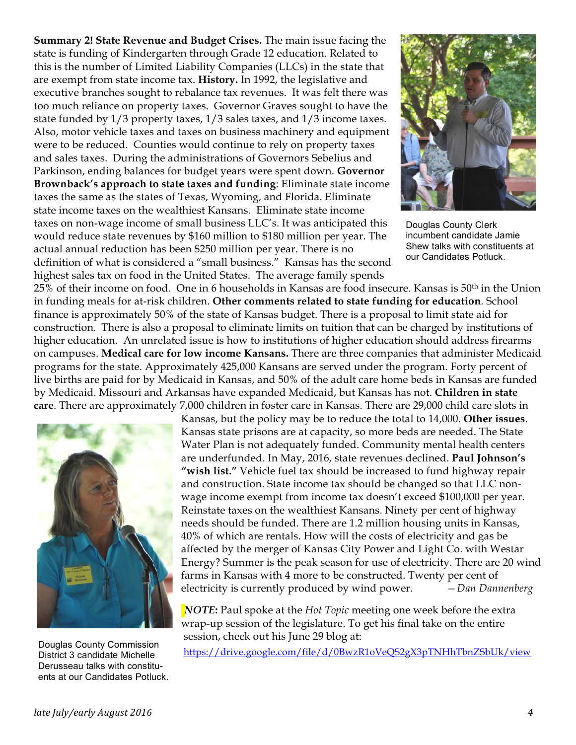**Summary 2! State Revenue and Budget Crises.** The main issue facing the state is funding of Kindergarten through Grade 12 education. Related to this is the number of Limited Liability Companies (LLCs) in the state that are exempt from state income tax. **History.** In 1992, the legislative and executive branches sought to rebalance tax revenues. It was felt there was too much reliance on property taxes. Governor Graves sought to have the state funded by 1/3 property taxes, 1/3 sales taxes, and 1/3 income taxes. Also, motor vehicle taxes and taxes on business machinery and equipment were to be reduced. Counties would continue to rely on property taxes and sales taxes. During the administrations of Governors Sebelius and Parkinson, ending balances for budget years were spent down. **Governor Brownback's approach to state taxes and funding**: Eliminate state income taxes the same as the states of Texas, Wyoming, and Florida. Eliminate state income taxes on the wealthiest Kansans. Eliminate state income taxes on non-wage income of small business LLC's. It was anticipated this would reduce state revenues by $160 million to $180 million per year. The actual annual reduction has been $250 million per year. There is no definition of what is considered a "small business." Kansas has the second highest sales tax on food in the United States. The average family spends 25% of their income on food. One in 6 households in Kansas are food insecure. Kansas is 50th in the Union in funding meals for at-risk children. **Other comments related to state funding for education**. School finance is approximately 50% of the state of Kansas budget. There is a proposal to limit state aid for construction. There is also a proposal to eliminate limits on tuition that can be charged by institutions of higher education. An unrelated issue is how to institutions of higher education should address firearms on campuses. **Medical care for low income Kansans.** There are three companies that administer Medicaid programs for the state. Approximately 425,000 Kansans are served under the program. Forty percent of live births are paid for by Medicaid in Kansas, and 50% of the adult care home beds in Kansas are funded by Medicaid. Missouri and Arkansas have expanded Medicaid, but Kansas has not. **Children in state care**. There are approximately 7,000 children in foster care in Kansas. There are 29,000 child care slots in Kansas, but the policy may be to reduce the total to 14,000. **Other issues**. Kansas state prisons are at capacity, so more beds are needed. The State Water Plan is not adequately funded. Community mental health centers are underfunded. In May, 2016, state revenues declined. **Paul Johnson's "wish list."** Vehicle fuel tax should be increased to fund highway repair and construction. State income tax should be changed so that LLC non-wage income exempt from income tax doesn't exceed $100,000 per year. Reinstate taxes on the wealthiest Kansans. Ninety per cent of highway needs should be funded. There are 1.2 million housing units in Kansas, 40% of which are rentals. How will the costs of electricity and gas be affected by the merger of Kansas City Power and Light Co. with Westar Energy? Summer is the peak season for use of electricity. There are 20 wind farms in Kansas with 4 more to be constructed. Twenty per cent of electricity is currently produced by wind power. *– Dan Dannenberg*

Douglas County Clerk incumbent candidate Jamie Shew talks with constituents at our Candidates Potluck.

Douglas County Commission District 3 candidate Michelle Derusseau talks with constituents at our Candidates Potluck.

***NOTE*:** Paul spoke at the *Hot Topic* meeting one week before the extra wrap-up session of the legislature. To get his final take on the entire session, check out his June 29 blog at:

https://drive.google.com/file/d/0BwzR1oVeQS2gX3pTNHhTbnZSbUk/view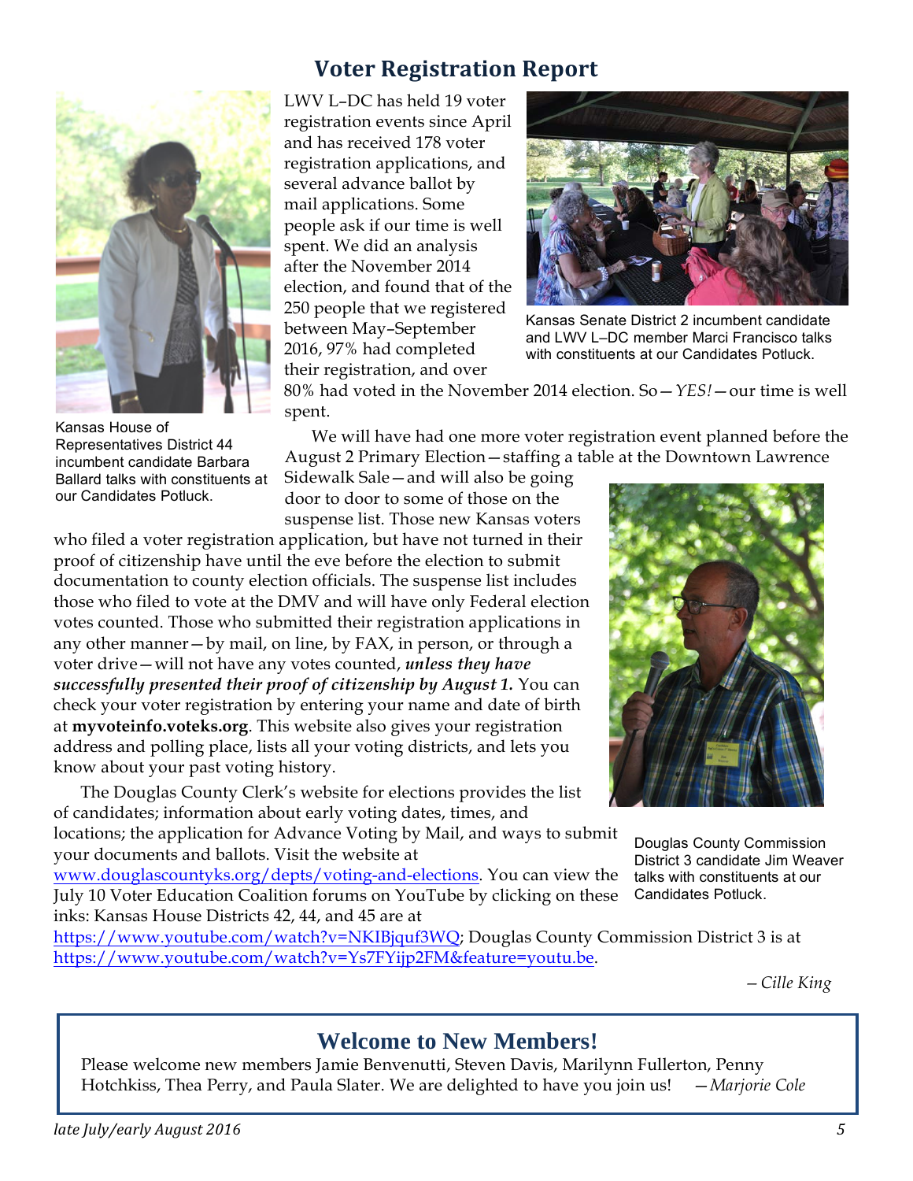## Voter Registration Report

Kansas House of Representatives District 44 incumbent candidate Barbara Ballard talks with constituents at our Candidates Potluck.

LWV L–DC has held 19 voter registration events since April and has received 178 voter registration applications, and several advance ballot by mail applications. Some people ask if our time is well spent. We did an analysis after the November 2014 election, and found that of the 250 people that we registered between May–September 2016, 97% had completed their registration, and over 80% had voted in the November 2014 election. So—*YES!*—our time is well spent.

Kansas Senate District 2 incumbent candidate and LWV L–DC member Marci Francisco talks with constituents at our Candidates Potluck.

We will have had one more voter registration event planned before the August 2 Primary Election—staffing a table at the Downtown Lawrence Sidewalk Sale—and will also be going door to door to some of those on the suspense list. Those new Kansas voters who filed a voter registration application, but have not turned in their proof of citizenship have until the eve before the election to submit documentation to county election officials. The suspense list includes those who filed to vote at the DMV and will have only Federal election votes counted. Those who submitted their registration applications in any other manner—by mail, on line, by FAX, in person, or through a voter drive—will not have any votes counted, ***unless they have successfully presented their proof of citizenship by August 1.*** You can check your voter registration by entering your name and date of birth at **myvoteinfo.voteks.org**. This website also gives your registration address and polling place, lists all your voting districts, and lets you know about your past voting history.

The Douglas County Clerk's website for elections provides the list of candidates; information about early voting dates, times, and locations; the application for Advance Voting by Mail, and ways to submit your documents and ballots. Visit the website at www.douglascountyks.org/depts/voting-and-elections. You can view the July 10 Voter Education Coalition forums on YouTube by clicking on these inks: Kansas House Districts 42, 44, and 45 are at https://www.youtube.com/watch?v=NKIBjquf3WQ; Douglas County Commission District 3 is at https://www.youtube.com/watch?v=Ys7FYijp2FM&feature=youtu.be.

Douglas County Commission District 3 candidate Jim Weaver talks with constituents at our Candidates Potluck.

*– Cille King*

## Welcome to New Members!

Please welcome new members Jamie Benvenutti, Steven Davis, Marilynn Fullerton, Penny Hotchkiss, Thea Perry, and Paula Slater. We are delighted to have you join us! *—Marjorie Cole*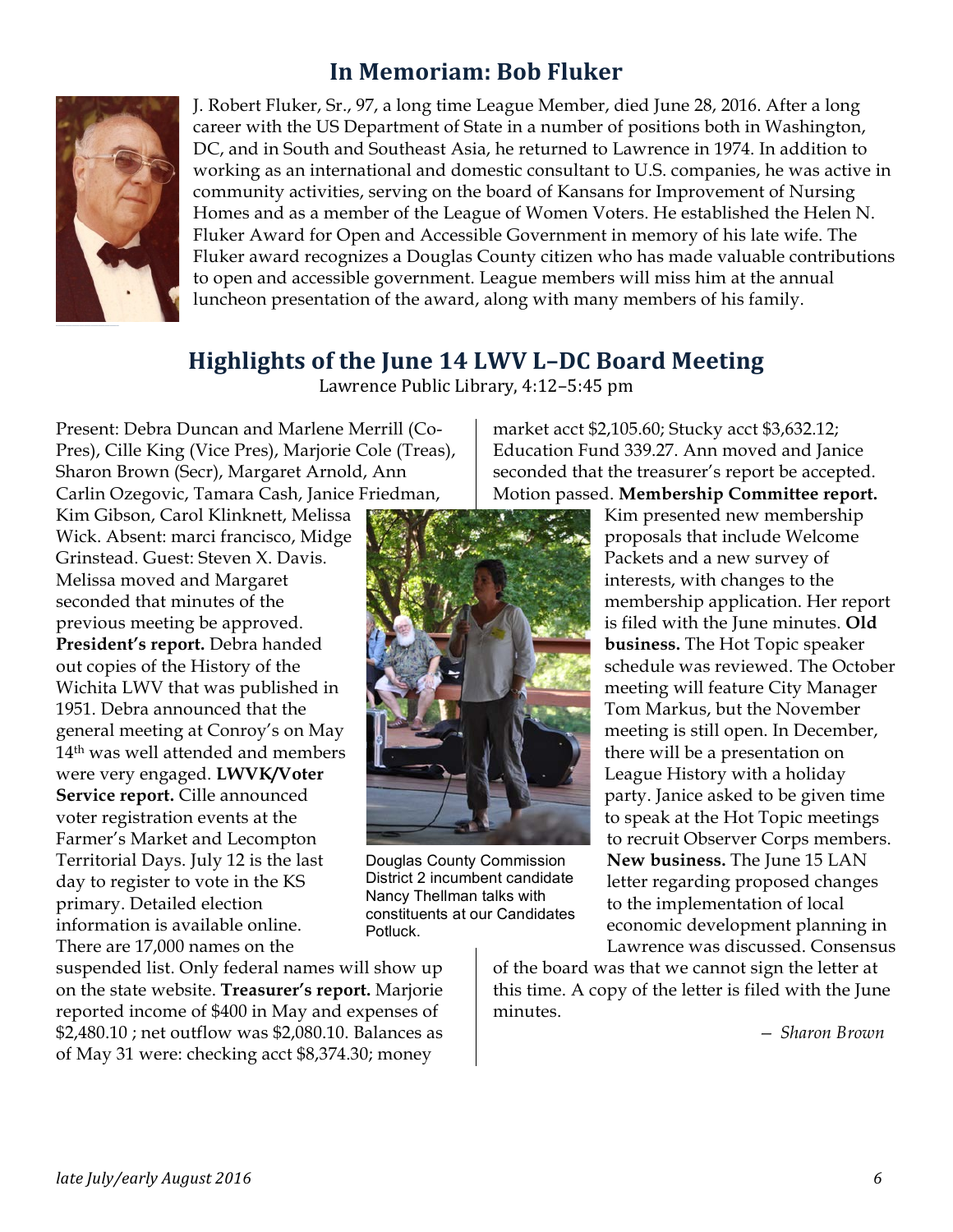## In Memoriam: Bob Fluker

J. Robert Fluker, Sr., 97, a long time League Member, died June 28, 2016. After a long career with the US Department of State in a number of positions both in Washington, DC, and in South and Southeast Asia, he returned to Lawrence in 1974. In addition to working as an international and domestic consultant to U.S. companies, he was active in community activities, serving on the board of Kansans for Improvement of Nursing Homes and as a member of the League of Women Voters. He established the Helen N. Fluker Award for Open and Accessible Government in memory of his late wife. The Fluker award recognizes a Douglas County citizen who has made valuable contributions to open and accessible government. League members will miss him at the annual luncheon presentation of the award, along with many members of his family.

## Highlights of the June 14 LWV L–DC Board Meeting

Lawrence Public Library, 4:12–5:45 pm

Present: Debra Duncan and Marlene Merrill (Co-Pres), Cille King (Vice Pres), Marjorie Cole (Treas), Sharon Brown (Secr), Margaret Arnold, Ann Carlin Ozegovic, Tamara Cash, Janice Friedman, Kim Gibson, Carol Klinknett, Melissa Wick. Absent: marci francisco, Midge Grinstead. Guest: Steven X. Davis. Melissa moved and Margaret seconded that minutes of the previous meeting be approved. **President's report.** Debra handed out copies of the History of the Wichita LWV that was published in 1951. Debra announced that the general meeting at Conroy's on May 14th was well attended and members were very engaged. **LWVK/Voter Service report.** Cille announced voter registration events at the Farmer's Market and Lecompton Territorial Days. July 12 is the last day to register to vote in the KS primary. Detailed election information is available online. There are 17,000 names on the suspended list. Only federal names will show up on the state website. **Treasurer's report.** Marjorie reported income of $400 in May and expenses of $2,480.10 ; net outflow was $2,080.10. Balances as of May 31 were: checking acct $8,374.30; money market acct $2,105.60; Stucky acct $3,632.12; Education Fund 339.27. Ann moved and Janice seconded that the treasurer's report be accepted. Motion passed. **Membership Committee report.** Kim presented new membership proposals that include Welcome Packets and a new survey of interests, with changes to the membership application. Her report is filed with the June minutes. **Old business.** The Hot Topic speaker schedule was reviewed. The October meeting will feature City Manager Tom Markus, but the November meeting is still open. In December, there will be a presentation on League History with a holiday party. Janice asked to be given time to speak at the Hot Topic meetings to recruit Observer Corps members. **New business.** The June 15 LAN letter regarding proposed changes to the implementation of local economic development planning in Lawrence was discussed. Consensus of the board was that we cannot sign the letter at this time. A copy of the letter is filed with the June minutes.

Douglas County Commission District 2 incumbent candidate Nancy Thellman talks with constituents at our Candidates Potluck.

*– Sharon Brown*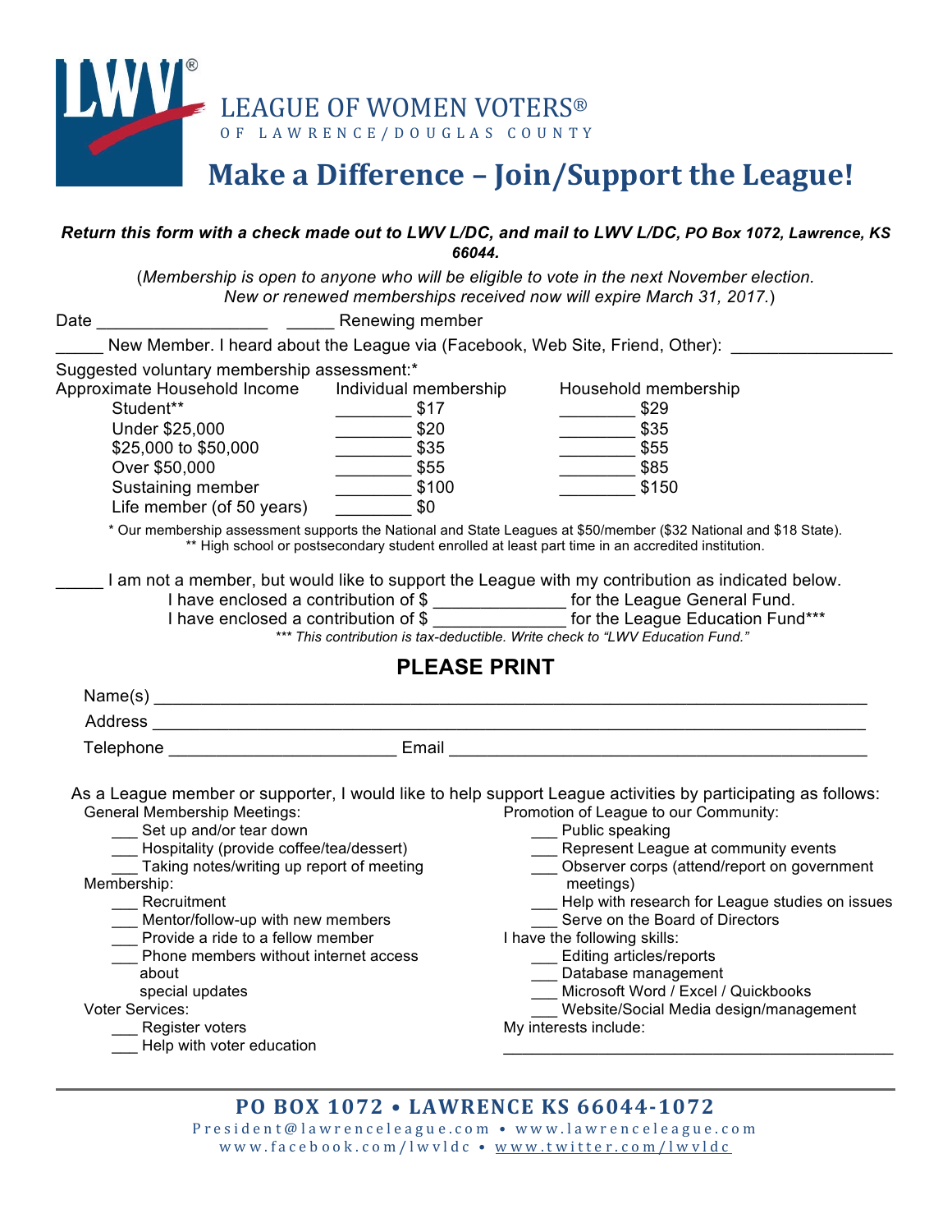LEAGUE OF WOMEN VOTERS®
OF LAWRENCE/DOUGLAS COUNTY

# Make a Difference – Join/Support the League!

***Return this form with a check made out to LWV L/DC, and mail to LWV L/DC, PO Box 1072, Lawrence, KS 66044.***

(*Membership is open to anyone who will be eligible to vote in the next November election. New or renewed memberships received now will expire March 31, 2017.*)

Date __________________ _____ Renewing member

_____ New Member. I heard about the League via (Facebook, Web Site, Friend, Other): ________________

Suggested voluntary membership assessment:*

| Approximate Household Income | Individual membership | Household membership |
|---|---|---|
| Student** | ________ $17 | ________ $29 |
| Under $25,000 | ________ $20 | ________ $35 |
| $25,000 to $50,000 | ________ $35 | ________ $55 |
| Over $50,000 | ________ $55 | ________ $85 |
| Sustaining member | ________ $100 | ________ $150 |
| Life member (of 50 years) | ________ $0 | |

\* Our membership assessment supports the National and State Leagues at $50/member ($32 National and $18 State).
\** High school or postsecondary student enrolled at least part time in an accredited institution.

_____ I am not a member, but would like to support the League with my contribution as indicated below.
I have enclosed a contribution of $ _____________ for the League General Fund.
I have enclosed a contribution of $ _____________ for the League Education Fund***

*\*** This contribution is tax-deductible. Write check to "LWV Education Fund."*

## PLEASE PRINT

Name(s) ____________________________________________________________________

Address ____________________________________________________________________

Telephone _______________________ Email ________________________________________

As a League member or supporter, I would like to help support League activities by participating as follows:

General Membership Meetings:
- ___ Set up and/or tear down
- ___ Hospitality (provide coffee/tea/dessert)
- ___ Taking notes/writing up report of meeting

Membership:
- ___ Recruitment
- ___ Mentor/follow-up with new members
- ___ Provide a ride to a fellow member
- ___ Phone members without internet access about special updates

Voter Services:
- ___ Register voters
- ___ Help with voter education

Promotion of League to our Community:
- ___ Public speaking
- ___ Represent League at community events
- ___ Observer corps (attend/report on government meetings)
- ___ Help with research for League studies on issues
- ___ Serve on the Board of Directors

I have the following skills:
- ___ Editing articles/reports
- ___ Database management
- ___ Microsoft Word / Excel / Quickbooks
- ___ Website/Social Media design/management

My interests include:
________________________________________________

**PO BOX 1072 • LAWRENCE KS 66044-1072**
President@lawrenceleague.com • www.lawrenceleague.com
www.facebook.com/lwvldc • www.twitter.com/lwvldc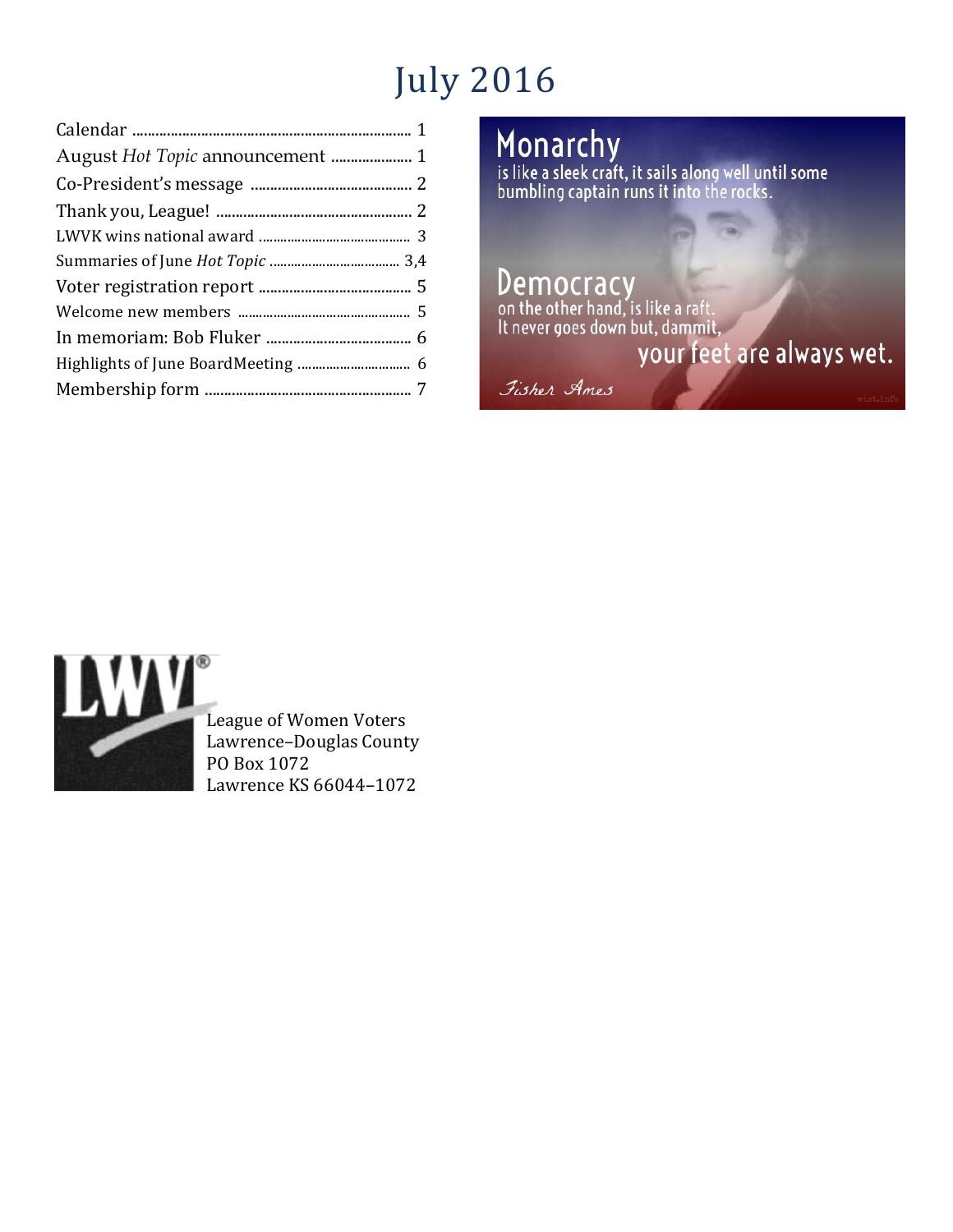# July 2016

| | |
|---|---|
| Calendar | 1 |
| August *Hot Topic* announcement | 1 |
| Co-President's message | 2 |
| Thank you, League! | 2 |
| LWVK wins national award | 3 |
| Summaries of June *Hot Topic* | 3,4 |
| Voter registration report | 5 |
| Welcome new members | 5 |
| In memoriam: Bob Fluker | 6 |
| Highlights of June BoardMeeting | 6 |
| Membership form | 7 |

**Monarchy** is like a sleek craft, it sails along well until some bumbling captain runs it into the rocks.

**Democracy** on the other hand, is like a raft. It never goes down but, dammit, your feet are always wet.

*Fisher Ames*

League of Women Voters
Lawrence–Douglas County
PO Box 1072
Lawrence KS 66044–1072